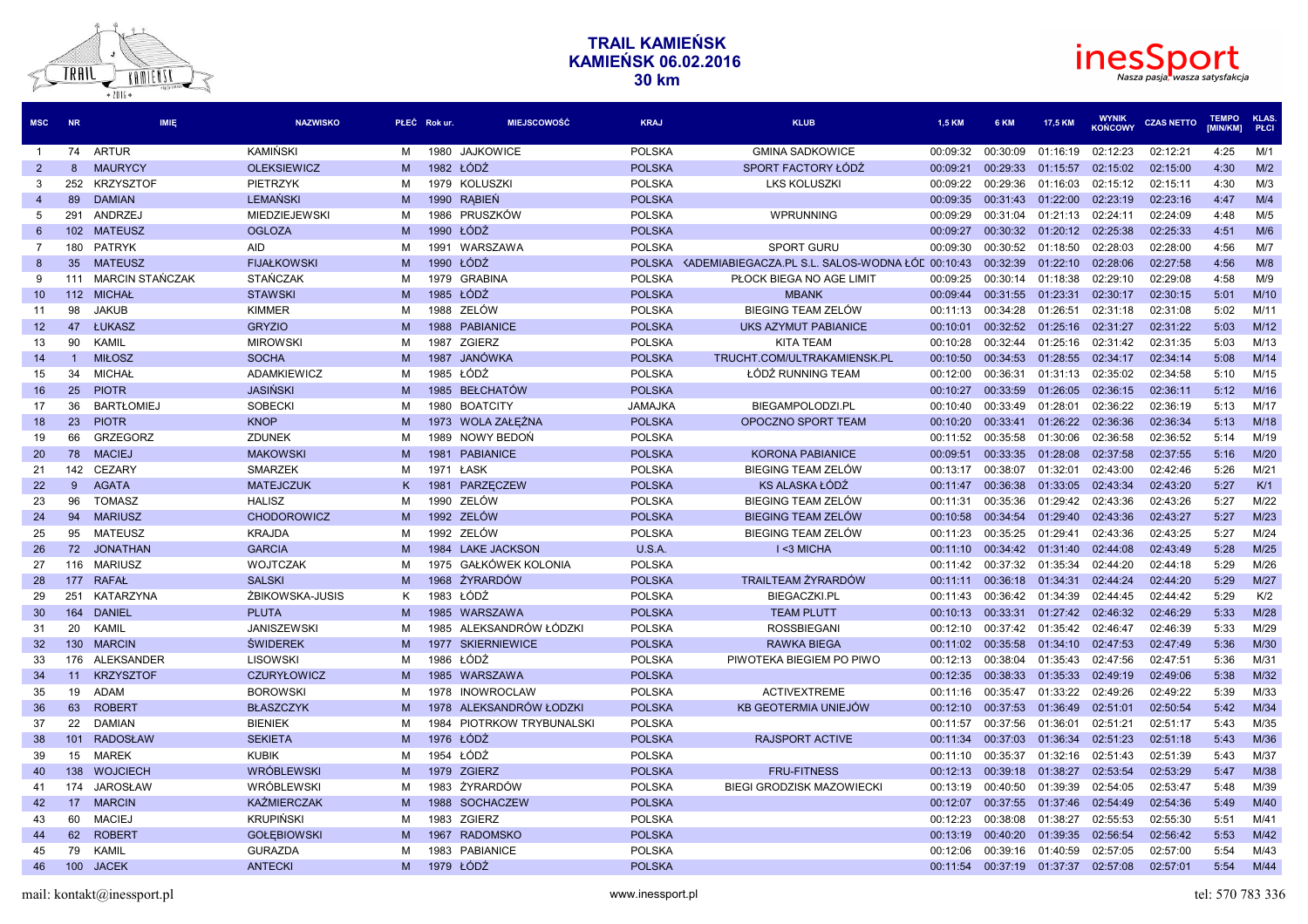# TRAIL KAMIEŃSK
## KAMIEŃSK 06.02.2016
### 30 km

| MSC | NR | IMIĘ | NAZWISKO | PŁEĆ | Rok ur. | MIEJSCOWOŚĆ | KRAJ | KLUB | 1,5 KM | 6 KM | 17,5 KM | WYNIK KOŃCOWY | CZAS NETTO | TEMPO [MIN/KM] | KLAS. PŁCI |
|---|---|---|---|---|---|---|---|---|---|---|---|---|---|---|---|
| 1 | 74 | ARTUR | KAMIŃSKI | M | 1980 | JAJKOWICE | POLSKA | GMINA SADKOWICE | 00:09:32 | 00:30:09 | 01:16:19 | 02:12:23 | 02:12:21 | 4:25 | M/1 |
| 2 | 8 | MAURYCY | OLEKSIEWICZ | M | 1982 | ŁÓDŹ | POLSKA | SPORT FACTORY ŁÓDŹ | 00:09:21 | 00:29:33 | 01:15:57 | 02:15:02 | 02:15:00 | 4:30 | M/2 |
| 3 | 252 | KRZYSZTOF | PIETRZYK | M | 1979 | KOLUSZKI | POLSKA | LKS KOLUSZKI | 00:09:22 | 00:29:36 | 01:16:03 | 02:15:12 | 02:15:11 | 4:30 | M/3 |
| 4 | 89 | DAMIAN | LEMAŃSKI | M | 1990 | RĄBIEŃ | POLSKA | | 00:09:35 | 00:31:43 | 01:22:00 | 02:23:19 | 02:23:16 | 4:47 | M/4 |
| 5 | 291 | ANDRZEJ | MIEDZIEJEWSKI | M | 1986 | PRUSZKÓW | POLSKA | WPRUNNING | 00:09:29 | 00:31:04 | 01:21:13 | 02:24:11 | 02:24:09 | 4:48 | M/5 |
| 6 | 102 | MATEUSZ | OGLOZA | M | 1990 | ŁÓDŹ | POLSKA | | 00:09:27 | 00:30:32 | 01:20:12 | 02:25:38 | 02:25:33 | 4:51 | M/6 |
| 7 | 180 | PATRYK | AID | M | 1991 | WARSZAWA | POLSKA | SPORT GURU | 00:09:30 | 00:30:52 | 01:18:50 | 02:28:03 | 02:28:00 | 4:56 | M/7 |
| 8 | 35 | MATEUSZ | FIJAŁKOWSKI | M | 1990 | ŁÓDŹ | POLSKA | ‹ADEMIABIEGACZA.PL S.L. SALOS-WODNA ŁÓD | 00:10:43 | 00:32:39 | 01:22:10 | 02:28:06 | 02:27:58 | 4:56 | M/8 |
| 9 | 111 | MARCIN STAŃCZAK | STAŃCZAK | M | 1979 | GRABINA | POLSKA | PŁOCK BIEGA NO AGE LIMIT | 00:09:25 | 00:30:14 | 01:18:38 | 02:29:10 | 02:29:08 | 4:58 | M/9 |
| 10 | 112 | MICHAŁ | STAWSKI | M | 1985 | ŁÓDŹ | POLSKA | MBANK | 00:09:44 | 00:31:55 | 01:23:31 | 02:30:17 | 02:30:15 | 5:01 | M/10 |
| 11 | 98 | JAKUB | KIMMER | M | 1988 | ZELÓW | POLSKA | BIEGING TEAM ZELÓW | 00:11:13 | 00:34:28 | 01:26:51 | 02:31:18 | 02:31:08 | 5:02 | M/11 |
| 12 | 47 | ŁUKASZ | GRYZIO | M | 1988 | PABIANICE | POLSKA | UKS AZYMUT PABIANICE | 00:10:01 | 00:32:52 | 01:25:16 | 02:31:27 | 02:31:22 | 5:03 | M/12 |
| 13 | 90 | KAMIL | MIROWSKI | M | 1987 | ZGIERZ | POLSKA | KITA TEAM | 00:10:28 | 00:32:44 | 01:25:16 | 02:31:42 | 02:31:35 | 5:03 | M/13 |
| 14 | 1 | MIŁOSZ | SOCHA | M | 1987 | JANÓWKA | POLSKA | TRUCHT.COM/ULTRAKAMIENSK.PL | 00:10:50 | 00:34:53 | 01:28:55 | 02:34:17 | 02:34:14 | 5:08 | M/14 |
| 15 | 34 | MICHAŁ | ADAMKIEWICZ | M | 1985 | ŁÓDŹ | POLSKA | ŁÓDŹ RUNNING TEAM | 00:12:00 | 00:36:31 | 01:31:13 | 02:35:02 | 02:34:58 | 5:10 | M/15 |
| 16 | 25 | PIOTR | JASIŃSKI | M | 1985 | BEŁCHATÓW | POLSKA | | 00:10:27 | 00:33:59 | 01:26:05 | 02:36:15 | 02:36:11 | 5:12 | M/16 |
| 17 | 36 | BARTŁOMIEJ | SOBECKI | M | 1980 | BOATCITY | JAMAJKA | BIEGAMPOLODZI.PL | 00:10:40 | 00:33:49 | 01:28:01 | 02:36:22 | 02:36:19 | 5:13 | M/17 |
| 18 | 23 | PIOTR | KNOP | M | 1973 | WOLA ZAŁĘŻNA | POLSKA | OPOCZNO SPORT TEAM | 00:10:20 | 00:33:41 | 01:26:22 | 02:36:36 | 02:36:34 | 5:13 | M/18 |
| 19 | 66 | GRZEGORZ | ZDUNEK | M | 1989 | NOWY BEDOŃ | POLSKA | | 00:11:52 | 00:35:58 | 01:30:06 | 02:36:58 | 02:36:52 | 5:14 | M/19 |
| 20 | 78 | MACIEJ | MAKOWSKI | M | 1981 | PABIANICE | POLSKA | KORONA PABIANICE | 00:09:51 | 00:33:35 | 01:28:08 | 02:37:58 | 02:37:55 | 5:16 | M/20 |
| 21 | 142 | CEZARY | SMARZEK | M | 1971 | ŁASK | POLSKA | BIEGING TEAM ZELÓW | 00:13:17 | 00:38:07 | 01:32:01 | 02:43:00 | 02:42:46 | 5:26 | M/21 |
| 22 | 9 | AGATA | MATEJCZUK | K | 1981 | PARZĘCZEW | POLSKA | KS ALASKA ŁÓDŹ | 00:11:47 | 00:36:38 | 01:33:05 | 02:43:34 | 02:43:20 | 5:27 | K/1 |
| 23 | 96 | TOMASZ | HALISZ | M | 1990 | ZELÓW | POLSKA | BIEGING TEAM ZELÓW | 00:11:31 | 00:35:36 | 01:29:42 | 02:43:36 | 02:43:26 | 5:27 | M/22 |
| 24 | 94 | MARIUSZ | CHODOROWICZ | M | 1992 | ZELÓW | POLSKA | BIEGING TEAM ZELÓW | 00:10:58 | 00:34:54 | 01:29:40 | 02:43:36 | 02:43:27 | 5:27 | M/23 |
| 25 | 95 | MATEUSZ | KRAJDA | M | 1992 | ZELÓW | POLSKA | BIEGING TEAM ZELÓW | 00:11:23 | 00:35:25 | 01:29:41 | 02:43:36 | 02:43:25 | 5:27 | M/24 |
| 26 | 72 | JONATHAN | GARCIA | M | 1984 | LAKE JACKSON | U.S.A. | I <3 MICHA | 00:11:10 | 00:34:42 | 01:31:40 | 02:44:08 | 02:43:49 | 5:28 | M/25 |
| 27 | 116 | MARIUSZ | WOJTCZAK | M | 1975 | GAŁKÓWEK KOLONIA | POLSKA | | 00:11:42 | 00:37:32 | 01:35:34 | 02:44:20 | 02:44:18 | 5:29 | M/26 |
| 28 | 177 | RAFAŁ | SALSKI | M | 1968 | ŻYRARDÓW | POLSKA | TRAILTEAM ŻYRARDÓW | 00:11:11 | 00:36:18 | 01:34:31 | 02:44:24 | 02:44:20 | 5:29 | M/27 |
| 29 | 251 | KATARZYNA | ŻBIKOWSKA-JUSIS | K | 1983 | ŁÓDŹ | POLSKA | BIEGACZKI.PL | 00:11:43 | 00:36:42 | 01:34:39 | 02:44:45 | 02:44:42 | 5:29 | K/2 |
| 30 | 164 | DANIEL | PLUTA | M | 1985 | WARSZAWA | POLSKA | TEAM PLUTT | 00:10:13 | 00:33:31 | 01:27:42 | 02:46:32 | 02:46:29 | 5:33 | M/28 |
| 31 | 20 | KAMIL | JANISZEWSKI | M | 1985 | ALEKSANDRÓW ŁÓDZKI | POLSKA | ROSSBIEGANI | 00:12:10 | 00:37:42 | 01:35:42 | 02:46:47 | 02:46:39 | 5:33 | M/29 |
| 32 | 130 | MARCIN | ŚWIDEREK | M | 1977 | SKIERNIEWICE | POLSKA | RAWKA BIEGA | 00:11:02 | 00:35:58 | 01:34:10 | 02:47:53 | 02:47:49 | 5:36 | M/30 |
| 33 | 176 | ALEKSANDER | LISOWSKI | M | 1986 | ŁÓDŹ | POLSKA | PIWOTEKA BIEGIEM PO PIWO | 00:12:13 | 00:38:04 | 01:35:43 | 02:47:56 | 02:47:51 | 5:36 | M/31 |
| 34 | 11 | KRZYSZTOF | CZURYŁOWICZ | M | 1985 | WARSZAWA | POLSKA | | 00:12:35 | 00:38:33 | 01:35:33 | 02:49:19 | 02:49:06 | 5:38 | M/32 |
| 35 | 19 | ADAM | BOROWSKI | M | 1978 | INOWROCLAW | POLSKA | ACTIVEXTREME | 00:11:16 | 00:35:47 | 01:33:22 | 02:49:26 | 02:49:22 | 5:39 | M/33 |
| 36 | 63 | ROBERT | BŁASZCZYK | M | 1978 | ALEKSANDRÓW ŁODZKI | POLSKA | KB GEOTERMIA UNIEJÓW | 00:12:10 | 00:37:53 | 01:36:49 | 02:51:01 | 02:50:54 | 5:42 | M/34 |
| 37 | 22 | DAMIAN | BIENIEK | M | 1984 | PIOTRKOW TRYBUNALSKI | POLSKA | | 00:11:57 | 00:37:56 | 01:36:01 | 02:51:21 | 02:51:17 | 5:43 | M/35 |
| 38 | 101 | RADOSŁAW | SEKIETA | M | 1976 | ŁÓDŹ | POLSKA | RAJSPORT ACTIVE | 00:11:34 | 00:37:03 | 01:36:34 | 02:51:23 | 02:51:18 | 5:43 | M/36 |
| 39 | 15 | MAREK | KUBIK | M | 1954 | ŁÓDŹ | POLSKA | | 00:11:10 | 00:35:37 | 01:32:16 | 02:51:43 | 02:51:39 | 5:43 | M/37 |
| 40 | 138 | WOJCIECH | WRÓBLEWSKI | M | 1979 | ZGIERZ | POLSKA | FRU-FITNESS | 00:12:13 | 00:39:18 | 01:38:27 | 02:53:54 | 02:53:29 | 5:47 | M/38 |
| 41 | 174 | JAROSŁAW | WRÓBLEWSKI | M | 1983 | ŻYRARDÓW | POLSKA | BIEGI GRODZISK MAZOWIECKI | 00:13:19 | 00:40:50 | 01:39:39 | 02:54:05 | 02:53:47 | 5:48 | M/39 |
| 42 | 17 | MARCIN | KAŹMIERCZAK | M | 1988 | SOCHACZEW | POLSKA | | 00:12:07 | 00:37:55 | 01:37:46 | 02:54:49 | 02:54:36 | 5:49 | M/40 |
| 43 | 60 | MACIEJ | KRUPIŃSKI | M | 1983 | ZGIERZ | POLSKA | | 00:12:23 | 00:38:08 | 01:38:27 | 02:55:53 | 02:55:30 | 5:51 | M/41 |
| 44 | 62 | ROBERT | GOŁĘBIOWSKI | M | 1967 | RADOMSKO | POLSKA | | 00:13:19 | 00:40:20 | 01:39:35 | 02:56:54 | 02:56:42 | 5:53 | M/42 |
| 45 | 79 | KAMIL | GURAZDA | M | 1983 | PABIANICE | POLSKA | | 00:12:06 | 00:39:16 | 01:40:59 | 02:57:05 | 02:57:00 | 5:54 | M/43 |
| 46 | 100 | JACEK | ANTECKI | M | 1979 | ŁÓDŹ | POLSKA | | 00:11:54 | 00:37:19 | 01:37:37 | 02:57:08 | 02:57:01 | 5:54 | M/44 |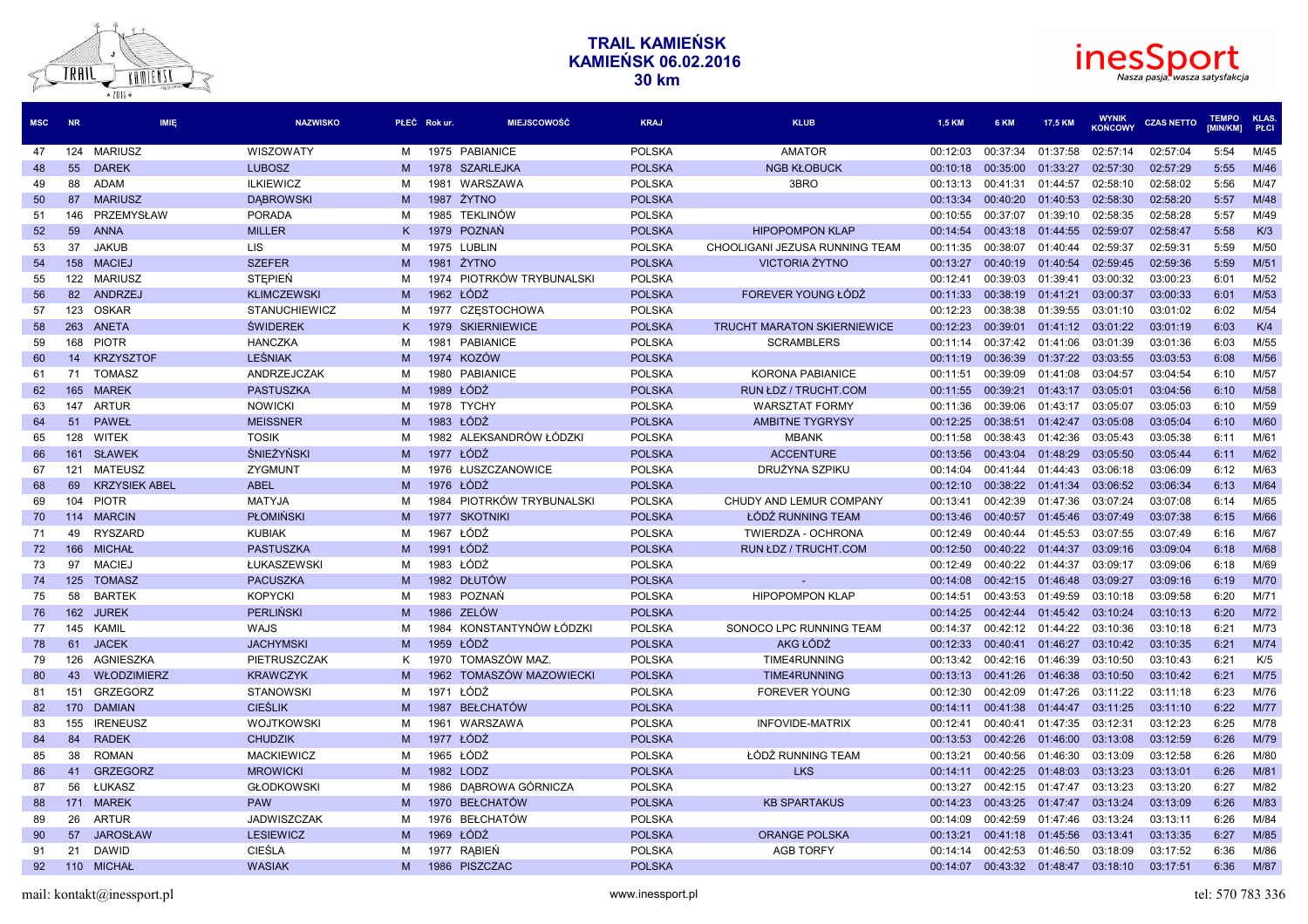# TRAIL KAMIEŃSK
## KAMIEŃSK 06.02.2016
### 30 km

| MSC | NR | IMIĘ | NAZWISKO | PŁEĆ | Rok ur. | MIEJSCOWOŚĆ | KRAJ | KLUB | 1,5 KM | 6 KM | 17,5 KM | WYNIK KOŃCOWY | CZAS NETTO | TEMPO [MIN/KM] | KLAS. PŁCI |
|---|---|---|---|---|---|---|---|---|---|---|---|---|---|---|---|
| 47 | 124 | MARIUSZ | WISZOWATY | M | 1975 | PABIANICE | POLSKA | AMATOR | 00:12:03 | 00:37:34 | 01:37:58 | 02:57:14 | 02:57:04 | 5:54 | M/45 |
| 48 | 55 | DAREK | LUBOSZ | M | 1978 | SZARLEJKA | POLSKA | NGB KŁOBUCK | 00:10:18 | 00:35:00 | 01:33:27 | 02:57:30 | 02:57:29 | 5:55 | M/46 |
| 49 | 88 | ADAM | ILKIEWICZ | M | 1981 | WARSZAWA | POLSKA | 3BRO | 00:13:13 | 00:41:31 | 01:44:57 | 02:58:10 | 02:58:02 | 5:56 | M/47 |
| 50 | 87 | MARIUSZ | DĄBROWSKI | M | 1987 | ŻYTNO | POLSKA | | 00:13:34 | 00:40:20 | 01:40:53 | 02:58:30 | 02:58:20 | 5:57 | M/48 |
| 51 | 146 | PRZEMYSŁAW | PORADA | M | 1985 | TEKLINÓW | POLSKA | | 00:10:55 | 00:37:07 | 01:39:10 | 02:58:35 | 02:58:28 | 5:57 | M/49 |
| 52 | 59 | ANNA | MILLER | K | 1979 | POZNAŃ | POLSKA | HIPOPOMPON KLAP | 00:14:54 | 00:43:18 | 01:44:55 | 02:59:07 | 02:58:47 | 5:58 | K/3 |
| 53 | 37 | JAKUB | LIS | M | 1975 | LUBLIN | POLSKA | CHOOLIGANI JEZUSA RUNNING TEAM | 00:11:35 | 00:38:07 | 01:40:44 | 02:59:37 | 02:59:31 | 5:59 | M/50 |
| 54 | 158 | MACIEJ | SZEFER | M | 1981 | ŻYTNO | POLSKA | VICTORIA ŻYTNO | 00:13:27 | 00:40:19 | 01:40:54 | 02:59:45 | 02:59:36 | 5:59 | M/51 |
| 55 | 122 | MARIUSZ | STĘPIEŃ | M | 1974 | PIOTRKÓW TRYBUNALSKI | POLSKA | | 00:12:41 | 00:39:03 | 01:39:41 | 03:00:32 | 03:00:23 | 6:01 | M/52 |
| 56 | 82 | ANDRZEJ | KLIMCZEWSKI | M | 1962 | ŁÓDŹ | POLSKA | FOREVER YOUNG ŁÓDŹ | 00:11:33 | 00:38:19 | 01:41:21 | 03:00:37 | 03:00:33 | 6:01 | M/53 |
| 57 | 123 | OSKAR | STANUCHIEWICZ | M | 1977 | CZĘSTOCHOWA | POLSKA | | 00:12:23 | 00:38:38 | 01:39:55 | 03:01:10 | 03:01:02 | 6:02 | M/54 |
| 58 | 263 | ANETA | ŚWIDEREK | K | 1979 | SKIERNIEWICE | POLSKA | TRUCHT MARATON SKIERNIEWICE | 00:12:23 | 00:39:01 | 01:41:12 | 03:01:22 | 03:01:19 | 6:03 | K/4 |
| 59 | 168 | PIOTR | HANCZKA | M | 1981 | PABIANICE | POLSKA | SCRAMBLERS | 00:11:14 | 00:37:42 | 01:41:06 | 03:01:39 | 03:01:36 | 6:03 | M/55 |
| 60 | 14 | KRZYSZTOF | LEŚNIAK | M | 1974 | KOZÓW | POLSKA | | 00:11:19 | 00:36:39 | 01:37:22 | 03:03:55 | 03:03:53 | 6:08 | M/56 |
| 61 | 71 | TOMASZ | ANDRZEJCZAK | M | 1980 | PABIANICE | POLSKA | KORONA PABIANICE | 00:11:51 | 00:39:09 | 01:41:08 | 03:04:57 | 03:04:54 | 6:10 | M/57 |
| 62 | 165 | MAREK | PASTUSZKA | M | 1989 | ŁÓDŹ | POLSKA | RUN ŁDZ / TRUCHT.COM | 00:11:55 | 00:39:21 | 01:43:17 | 03:05:01 | 03:04:56 | 6:10 | M/58 |
| 63 | 147 | ARTUR | NOWICKI | M | 1978 | TYCHY | POLSKA | WARSZTAT FORMY | 00:11:36 | 00:39:06 | 01:43:17 | 03:05:07 | 03:05:03 | 6:10 | M/59 |
| 64 | 51 | PAWEŁ | MEISSNER | M | 1983 | ŁÓDŹ | POLSKA | AMBITNE TYGRYSY | 00:12:25 | 00:38:51 | 01:42:47 | 03:05:08 | 03:05:04 | 6:10 | M/60 |
| 65 | 128 | WITEK | TOSIK | M | 1982 | ALEKSANDRÓW ŁÓDZKI | POLSKA | MBANK | 00:11:58 | 00:38:43 | 01:42:36 | 03:05:43 | 03:05:38 | 6:11 | M/61 |
| 66 | 161 | SŁAWEK | ŚNIEŻYŃSKI | M | 1977 | ŁÓDŹ | POLSKA | ACCENTURE | 00:13:56 | 00:43:04 | 01:48:29 | 03:05:50 | 03:05:44 | 6:11 | M/62 |
| 67 | 121 | MATEUSZ | ZYGMUNT | M | 1976 | ŁUSZCZANOWICE | POLSKA | DRUŻYNA SZPIKU | 00:14:04 | 00:41:44 | 01:44:43 | 03:06:18 | 03:06:09 | 6:12 | M/63 |
| 68 | 69 | KRZYSIEK ABEL | ABEL | M | 1976 | ŁÓDŹ | POLSKA | | 00:12:10 | 00:38:22 | 01:41:34 | 03:06:52 | 03:06:34 | 6:13 | M/64 |
| 69 | 104 | PIOTR | MATYJA | M | 1984 | PIOTRKÓW TRYBUNALSKI | POLSKA | CHUDY AND LEMUR COMPANY | 00:13:41 | 00:42:39 | 01:47:36 | 03:07:24 | 03:07:08 | 6:14 | M/65 |
| 70 | 114 | MARCIN | PŁOMIŃSKI | M | 1977 | SKOTNIKI | POLSKA | ŁÓDŹ RUNNING TEAM | 00:13:46 | 00:40:57 | 01:45:46 | 03:07:49 | 03:07:38 | 6:15 | M/66 |
| 71 | 49 | RYSZARD | KUBIAK | M | 1967 | ŁÓDŹ | POLSKA | TWIERDZA - OCHRONA | 00:12:49 | 00:40:44 | 01:45:53 | 03:07:55 | 03:07:49 | 6:16 | M/67 |
| 72 | 166 | MICHAŁ | PASTUSZKA | M | 1991 | ŁÓDŹ | POLSKA | RUN ŁDZ / TRUCHT.COM | 00:12:50 | 00:40:22 | 01:44:37 | 03:09:16 | 03:09:04 | 6:18 | M/68 |
| 73 | 97 | MACIEJ | ŁUKASZEWSKI | M | 1983 | ŁÓDŹ | POLSKA | | 00:12:49 | 00:40:22 | 01:44:37 | 03:09:17 | 03:09:06 | 6:18 | M/69 |
| 74 | 125 | TOMASZ | PACUSZKA | M | 1982 | DŁUTÓW | POLSKA | - | 00:14:08 | 00:42:15 | 01:46:48 | 03:09:27 | 03:09:16 | 6:19 | M/70 |
| 75 | 58 | BARTEK | KOPYCKI | M | 1983 | POZNAŃ | POLSKA | HIPOPOMPON KLAP | 00:14:51 | 00:43:53 | 01:49:59 | 03:10:18 | 03:09:58 | 6:20 | M/71 |
| 76 | 162 | JUREK | PERLIŃSKI | M | 1986 | ZELÓW | POLSKA | | 00:14:25 | 00:42:44 | 01:45:42 | 03:10:24 | 03:10:13 | 6:20 | M/72 |
| 77 | 145 | KAMIL | WAJS | M | 1984 | KONSTANTYNÓW ŁÓDZKI | POLSKA | SONOCO LPC RUNNING TEAM | 00:14:37 | 00:42:12 | 01:44:22 | 03:10:36 | 03:10:18 | 6:21 | M/73 |
| 78 | 61 | JACEK | JACHYMSKI | M | 1959 | ŁÓDŹ | POLSKA | AKG ŁÓDŹ | 00:12:33 | 00:40:41 | 01:46:27 | 03:10:42 | 03:10:35 | 6:21 | M/74 |
| 79 | 126 | AGNIESZKA | PIETRUSZCZAK | K | 1970 | TOMASZÓW MAZ. | POLSKA | TIME4RUNNING | 00:13:42 | 00:42:16 | 01:46:39 | 03:10:50 | 03:10:43 | 6:21 | K/5 |
| 80 | 43 | WŁODZIMIERZ | KRAWCZYK | M | 1962 | TOMASZÓW MAZOWIECKI | POLSKA | TIME4RUNNING | 00:13:13 | 00:41:26 | 01:46:38 | 03:10:50 | 03:10:42 | 6:21 | M/75 |
| 81 | 151 | GRZEGORZ | STANOWSKI | M | 1971 | ŁÓDŹ | POLSKA | FOREVER YOUNG | 00:12:30 | 00:42:09 | 01:47:26 | 03:11:22 | 03:11:18 | 6:23 | M/76 |
| 82 | 170 | DAMIAN | CIEŚLIK | M | 1987 | BEŁCHATÓW | POLSKA | | 00:14:11 | 00:41:38 | 01:44:47 | 03:11:25 | 03:11:10 | 6:22 | M/77 |
| 83 | 155 | IRENEUSZ | WOJTKOWSKI | M | 1961 | WARSZAWA | POLSKA | INFOVIDE-MATRIX | 00:12:41 | 00:40:41 | 01:47:35 | 03:12:31 | 03:12:23 | 6:25 | M/78 |
| 84 | 84 | RADEK | CHUDZIK | M | 1977 | ŁÓDŹ | POLSKA | | 00:13:53 | 00:42:26 | 01:46:00 | 03:13:08 | 03:12:59 | 6:26 | M/79 |
| 85 | 38 | ROMAN | MACKIEWICZ | M | 1965 | ŁÓDŹ | POLSKA | ŁÓDŹ RUNNING TEAM | 00:13:21 | 00:40:56 | 01:46:30 | 03:13:09 | 03:12:58 | 6:26 | M/80 |
| 86 | 41 | GRZEGORZ | MROWICKI | M | 1982 | LODZ | POLSKA | LKS | 00:14:11 | 00:42:25 | 01:48:03 | 03:13:23 | 03:13:01 | 6:26 | M/81 |
| 87 | 56 | ŁUKASZ | GŁODKOWSKI | M | 1986 | DĄBROWA GÓRNICZA | POLSKA | | 00:13:27 | 00:42:15 | 01:47:47 | 03:13:23 | 03:13:20 | 6:27 | M/82 |
| 88 | 171 | MAREK | PAW | M | 1970 | BEŁCHATÓW | POLSKA | KB SPARTAKUS | 00:14:23 | 00:43:25 | 01:47:47 | 03:13:24 | 03:13:09 | 6:26 | M/83 |
| 89 | 26 | ARTUR | JADWISZCZAK | M | 1976 | BEŁCHATÓW | POLSKA | | 00:14:09 | 00:42:59 | 01:47:46 | 03:13:24 | 03:13:11 | 6:26 | M/84 |
| 90 | 57 | JAROSŁAW | LESIEWICZ | M | 1969 | ŁÓDŹ | POLSKA | ORANGE POLSKA | 00:13:21 | 00:41:18 | 01:45:56 | 03:13:41 | 03:13:35 | 6:27 | M/85 |
| 91 | 21 | DAWID | CIEŚLA | M | 1977 | RĄBIEŃ | POLSKA | AGB TORFY | 00:14:14 | 00:42:53 | 01:46:50 | 03:18:09 | 03:17:52 | 6:36 | M/86 |
| 92 | 110 | MICHAŁ | WASIAK | M | 1986 | PISZCZAC | POLSKA | | 00:14:07 | 00:43:32 | 01:48:47 | 03:18:10 | 03:17:51 | 6:36 | M/87 |

mail: kontakt@inessport.pl www.inessport.pl tel: 570 783 336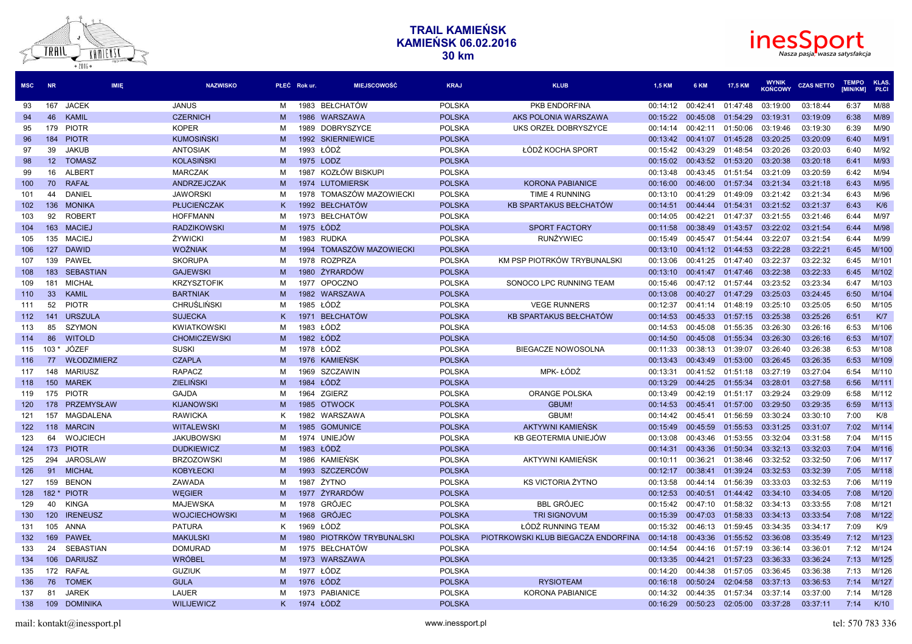# TRAIL KAMIEŃSK
## KAMIEŃSK 06.02.2016
### 30 km

| MSC | NR | IMIĘ | NAZWISKO | PŁEĆ | Rok ur. | MIEJSCOWOŚĆ | KRAJ | KLUB | 1,5 KM | 6 KM | 17,5 KM | WYNIK KOŃCOWY | CZAS NETTO | TEMPO [MIN/KM] | KLAS. PŁCI |
|---|---|---|---|---|---|---|---|---|---|---|---|---|---|---|---|
| 93 | 167 | JACEK | JANUS | M | 1983 | BEŁCHATÓW | POLSKA | PKB ENDORFINA | 00:14:12 | 00:42:41 | 01:47:48 | 03:19:00 | 03:18:44 | 6:37 | M/88 |
| 94 | 46 | KAMIL | CZERNICH | M | 1986 | WARSZAWA | POLSKA | AKS POLONIA WARSZAWA | 00:15:22 | 00:45:08 | 01:54:29 | 03:19:31 | 03:19:09 | 6:38 | M/89 |
| 95 | 179 | PIOTR | KOPER | M | 1989 | DOBRYSZYCE | POLSKA | UKS ORZEŁ DOBRYSZYCE | 00:14:14 | 00:42:11 | 01:50:06 | 03:19:46 | 03:19:30 | 6:39 | M/90 |
| 96 | 184 | PIOTR | KUMOSIŃSKI | M | 1992 | SKIERNIEWICE | POLSKA | | 00:13:42 | 00:41:07 | 01:45:28 | 03:20:25 | 03:20:09 | 6:40 | M/91 |
| 97 | 39 | JAKUB | ANTOSIAK | M | 1993 | ŁÓDŹ | POLSKA | ŁÓDŹ KOCHA SPORT | 00:15:42 | 00:43:29 | 01:48:54 | 03:20:26 | 03:20:03 | 6:40 | M/92 |
| 98 | 12 | TOMASZ | KOLASIŃSKI | M | 1975 | LODZ | POLSKA | | 00:15:02 | 00:43:52 | 01:53:20 | 03:20:38 | 03:20:18 | 6:41 | M/93 |
| 99 | 16 | ALBERT | MARCZAK | M | 1987 | KOZŁÓW BISKUPI | POLSKA | | 00:13:48 | 00:43:45 | 01:51:54 | 03:21:09 | 03:20:59 | 6:42 | M/94 |
| 100 | 70 | RAFAŁ | ANDRZEJCZAK | M | 1974 | LUTOMIERSK | POLSKA | KORONA PABIANICE | 00:16:00 | 00:46:00 | 01:57:34 | 03:21:34 | 03:21:18 | 6:43 | M/95 |
| 101 | 44 | DANIEL | JAWORSKI | M | 1978 | TOMASZÓW MAZOWIECKI | POLSKA | TIME 4 RUNNING | 00:13:10 | 00:41:29 | 01:49:09 | 03:21:42 | 03:21:34 | 6:43 | M/96 |
| 102 | 136 | MONIKA | PŁUCIEŃCZAK | K | 1992 | BEŁCHATÓW | POLSKA | KB SPARTAKUS BEŁCHATÓW | 00:14:51 | 00:44:44 | 01:54:31 | 03:21:52 | 03:21:37 | 6:43 | K/6 |
| 103 | 92 | ROBERT | HOFFMANN | M | 1973 | BEŁCHATÓW | POLSKA | | 00:14:05 | 00:42:21 | 01:47:37 | 03:21:55 | 03:21:46 | 6:44 | M/97 |
| 104 | 163 | MACIEJ | RADZIKOWSKI | M | 1975 | ŁÓDŹ | POLSKA | SPORT FACTORY | 00:11:58 | 00:38:49 | 01:43:57 | 03:22:02 | 03:21:54 | 6:44 | M/98 |
| 105 | 135 | MACIEJ | ŻYWICKI | M | 1983 | RUDKA | POLSKA | RUNŻYWIEC | 00:15:49 | 00:45:47 | 01:54:44 | 03:22:07 | 03:21:54 | 6:44 | M/99 |
| 106 | 127 | DAWID | WOŹNIAK | M | 1994 | TOMASZÓW MAZOWIECKI | POLSKA | | 00:13:10 | 00:41:12 | 01:44:53 | 03:22:28 | 03:22:21 | 6:45 | M/100 |
| 107 | 139 | PAWEŁ | SKORUPA | M | 1978 | ROZPRZA | POLSKA | KM PSP PIOTRKÓW TRYBUNALSKI | 00:13:06 | 00:41:25 | 01:47:40 | 03:22:37 | 03:22:32 | 6:45 | M/101 |
| 108 | 183 | SEBASTIAN | GAJEWSKI | M | 1980 | ŻYRARDÓW | POLSKA | | 00:13:10 | 00:41:47 | 01:47:46 | 03:22:38 | 03:22:33 | 6:45 | M/102 |
| 109 | 181 | MICHAŁ | KRZYSZTOFIK | M | 1977 | OPOCZNO | POLSKA | SONOCO LPC RUNNING TEAM | 00:15:46 | 00:47:12 | 01:57:44 | 03:23:52 | 03:23:34 | 6:47 | M/103 |
| 110 | 33 | KAMIL | BARTNIAK | M | 1982 | WARSZAWA | POLSKA | | 00:13:08 | 00:40:27 | 01:47:29 | 03:25:03 | 03:24:45 | 6:50 | M/104 |
| 111 | 52 | PIOTR | CHRUŚLIŃSKI | M | 1985 | ŁÓDŹ | POLSKA | VEGE RUNNERS | 00:12:37 | 00:41:14 | 01:48:19 | 03:25:10 | 03:25:05 | 6:50 | M/105 |
| 112 | 141 | URSZULA | SUJECKA | K | 1971 | BEŁCHATÓW | POLSKA | KB SPARTAKUS BEŁCHATÓW | 00:14:53 | 00:45:33 | 01:57:15 | 03:25:38 | 03:25:26 | 6:51 | K/7 |
| 113 | 85 | SZYMON | KWIATKOWSKI | M | 1983 | ŁÓDŹ | POLSKA | | 00:14:53 | 00:45:08 | 01:55:35 | 03:26:30 | 03:26:16 | 6:53 | M/106 |
| 114 | 86 | WITOLD | CHOMICZEWSKI | M | 1982 | ŁÓDŹ | POLSKA | | 00:14:50 | 00:45:08 | 01:55:34 | 03:26:30 | 03:26:16 | 6:53 | M/107 |
| 115 | 103 * | JÓZEF | SUSKI | M | 1978 | ŁÓDŹ | POLSKA | BIEGACZE NOWOSOLNA | 00:11:33 | 00:38:13 | 01:39:07 | 03:26:40 | 03:26:38 | 6:53 | M/108 |
| 116 | 77 | WŁODZIMIERZ | CZAPLA | M | 1976 | KAMIEŃSK | POLSKA | | 00:13:43 | 00:43:49 | 01:53:00 | 03:26:45 | 03:26:35 | 6:53 | M/109 |
| 117 | 148 | MARIUSZ | RAPACZ | M | 1969 | SZCZAWIN | POLSKA | MPK- ŁÓDŹ | 00:13:31 | 00:41:52 | 01:51:18 | 03:27:19 | 03:27:04 | 6:54 | M/110 |
| 118 | 150 | MAREK | ZIELIŃSKI | M | 1984 | ŁÓDŹ | POLSKA | | 00:13:29 | 00:44:25 | 01:55:34 | 03:28:01 | 03:27:58 | 6:56 | M/111 |
| 119 | 175 | PIOTR | GAJDA | M | 1964 | ZGIERZ | POLSKA | ORANGE POLSKA | 00:13:49 | 00:42:19 | 01:51:17 | 03:29:24 | 03:29:09 | 6:58 | M/112 |
| 120 | 178 | PRZEMYSŁAW | KIJANOWSKI | M | 1985 | OTWOCK | POLSKA | GBUM! | 00:14:53 | 00:45:41 | 01:57:00 | 03:29:50 | 03:29:35 | 6:59 | M/113 |
| 121 | 157 | MAGDALENA | RAWICKA | K | 1982 | WARSZAWA | POLSKA | GBUM! | 00:14:42 | 00:45:41 | 01:56:59 | 03:30:24 | 03:30:10 | 7:00 | K/8 |
| 122 | 118 | MARCIN | WITALEWSKI | M | 1985 | GOMUNICE | POLSKA | AKTYWNI KAMIEŃSK | 00:15:49 | 00:45:59 | 01:55:53 | 03:31:25 | 03:31:07 | 7:02 | M/114 |
| 123 | 64 | WOJCIECH | JAKUBOWSKI | M | 1974 | UNIEJÓW | POLSKA | KB GEOTERMIA UNIEJÓW | 00:13:08 | 00:43:46 | 01:53:55 | 03:32:04 | 03:31:58 | 7:04 | M/115 |
| 124 | 173 | PIOTR | DUDKIEWICZ | M | 1983 | ŁÓDŹ | POLSKA | | 00:14:31 | 00:43:36 | 01:50:34 | 03:32:13 | 03:32:03 | 7:04 | M/116 |
| 125 | 294 | JAROSLAW | BRZOZOWSKI | M | 1986 | KAMIEŃSK | POLSKA | AKTYWNI KAMIEŃSK | 00:10:11 | 00:36:21 | 01:38:46 | 03:32:52 | 03:32:50 | 7:06 | M/117 |
| 126 | 91 | MICHAŁ | KOBYŁECKI | M | 1993 | SZCZERCÓW | POLSKA | | 00:12:17 | 00:38:41 | 01:39:24 | 03:32:53 | 03:32:39 | 7:05 | M/118 |
| 127 | 159 | BENON | ZAWADA | M | 1987 | ŻYTNO | POLSKA | KS VICTORIA ŻYTNO | 00:13:58 | 00:44:14 | 01:56:39 | 03:33:03 | 03:32:53 | 7:06 | M/119 |
| 128 | 182 * | PIOTR | WĘGIER | M | 1977 | ŻYRARDÓW | POLSKA | | 00:12:53 | 00:40:51 | 01:44:42 | 03:34:10 | 03:34:05 | 7:08 | M/120 |
| 129 | 40 | KINGA | MAJEWSKA | M | 1978 | GRÓJEC | POLSKA | BBL GRÓJEC | 00:15:42 | 00:47:10 | 01:58:32 | 03:34:13 | 03:33:55 | 7:08 | M/121 |
| 130 | 120 | IRENEUSZ | WOJCIECHOWSKI | M | 1968 | GRÓJEC | POLSKA | TRI SIGNOVUM | 00:15:39 | 00:47:03 | 01:58:33 | 03:34:13 | 03:33:54 | 7:08 | M/122 |
| 131 | 105 | ANNA | PATURA | K | 1969 | ŁÓDŹ | POLSKA | ŁÓDŹ RUNNING TEAM | 00:15:32 | 00:46:13 | 01:59:45 | 03:34:35 | 03:34:17 | 7:09 | K/9 |
| 132 | 169 | PAWEŁ | MAKULSKI | M | 1980 | PIOTRKÓW TRYBUNALSKI | POLSKA | PIOTRKOWSKI KLUB BIEGACZA ENDORFINA | 00:14:18 | 00:43:36 | 01:55:52 | 03:36:08 | 03:35:49 | 7:12 | M/123 |
| 133 | 24 | SEBASTIAN | DOMURAD | M | 1975 | BEŁCHATÓW | POLSKA | | 00:14:54 | 00:44:16 | 01:57:19 | 03:36:14 | 03:36:01 | 7:12 | M/124 |
| 134 | 106 | DARIUSZ | WRÓBEL | M | 1973 | WARSZAWA | POLSKA | | 00:13:35 | 00:44:21 | 01:57:23 | 03:36:33 | 03:36:24 | 7:13 | M/125 |
| 135 | 172 | RAFAŁ | GUZIUK | M | 1977 | ŁÓDZ | POLSKA | | 00:14:20 | 00:44:38 | 01:57:05 | 03:36:45 | 03:36:38 | 7:13 | M/126 |
| 136 | 76 | TOMEK | GULA | M | 1976 | ŁÓDŹ | POLSKA | RYSIOTEAM | 00:16:18 | 00:50:24 | 02:04:58 | 03:37:13 | 03:36:53 | 7:14 | M/127 |
| 137 | 81 | JAREK | LAUER | M | 1973 | PABIANICE | POLSKA | KORONA PABIANICE | 00:14:32 | 00:44:35 | 01:57:34 | 03:37:14 | 03:37:00 | 7:14 | M/128 |
| 138 | 109 | DOMINIKA | WILIJEWICZ | K | 1974 | ŁÓDŹ | POLSKA | | 00:16:29 | 00:50:23 | 02:05:00 | 03:37:28 | 03:37:11 | 7:14 | K/10 |

mail: kontakt@inessport.pl www.inessport.pl tel: 570 783 336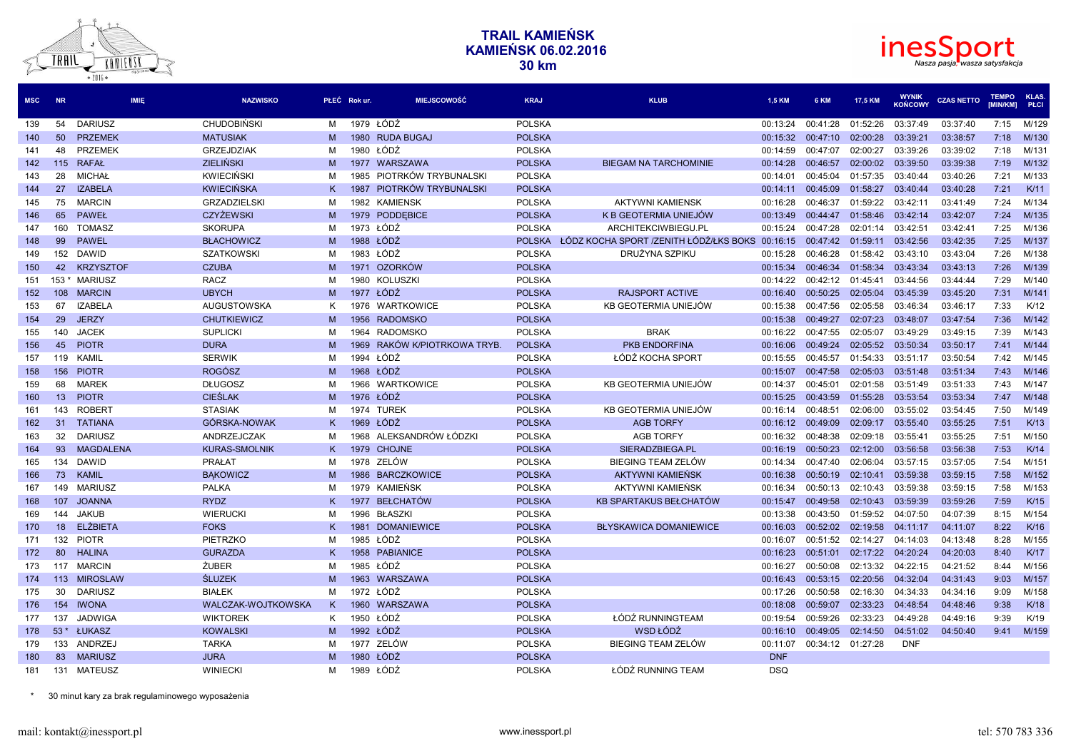# TRAIL KAMIEŃSK
## KAMIEŃSK 06.02.2016
### 30 km

| MSC | NR | IMIĘ | NAZWISKO | PŁEĆ | Rok ur. | MIEJSCOWOŚĆ | KRAJ | KLUB | 1,5 KM | 6 KM | 17,5 KM | WYNIK KOŃCOWY | CZAS NETTO | TEMPO [MIN/KM] | KLAS. PŁCI |
|---|---|---|---|---|---|---|---|---|---|---|---|---|---|---|---|
| 139 | 54 | DARIUSZ | CHUDOBIŃSKI | M | 1979 | ŁÓDŹ | POLSKA | | 00:13:24 | 00:41:28 | 01:52:26 | 03:37:49 | 03:37:40 | 7:15 | M/129 |
| 140 | 50 | PRZEMEK | MATUSIAK | M | 1980 | RUDA BUGAJ | POLSKA | | 00:15:32 | 00:47:10 | 02:00:28 | 03:39:21 | 03:38:57 | 7:18 | M/130 |
| 141 | 48 | PRZEMEK | GRZEJDZIAK | M | 1980 | ŁÓDŹ | POLSKA | | 00:14:59 | 00:47:07 | 02:00:27 | 03:39:26 | 03:39:02 | 7:18 | M/131 |
| 142 | 115 | RAFAŁ | ZIELIŃSKI | M | 1977 | WARSZAWA | POLSKA | BIEGAM NA TARCHOMINIE | 00:14:28 | 00:46:57 | 02:00:02 | 03:39:50 | 03:39:38 | 7:19 | M/132 |
| 143 | 28 | MICHAŁ | KWIECIŃSKI | M | 1985 | PIOTRKÓW TRYBUNALSKI | POLSKA | | 00:14:01 | 00:45:04 | 01:57:35 | 03:40:44 | 03:40:26 | 7:21 | M/133 |
| 144 | 27 | IZABELA | KWIECIŃSKA | K | 1987 | PIOTRKÓW TRYBUNALSKI | POLSKA | | 00:14:11 | 00:45:09 | 01:58:27 | 03:40:44 | 03:40:28 | 7:21 | K/11 |
| 145 | 75 | MARCIN | GRZADZIELSKI | M | 1982 | KAMIENSK | POLSKA | AKTYWNI KAMIENSK | 00:16:28 | 00:46:37 | 01:59:22 | 03:42:11 | 03:41:49 | 7:24 | M/134 |
| 146 | 65 | PAWEŁ | CZYŻEWSKI | M | 1979 | PODDĘBICE | POLSKA | K B GEOTERMIA UNIEJÓW | 00:13:49 | 00:44:47 | 01:58:46 | 03:42:14 | 03:42:07 | 7:24 | M/135 |
| 147 | 160 | TOMASZ | SKORUPA | M | 1973 | ŁÓDŹ | POLSKA | ARCHITEKCIWBIEGU.PL | 00:15:24 | 00:47:28 | 02:01:14 | 03:42:51 | 03:42:41 | 7:25 | M/136 |
| 148 | 99 | PAWEL | BŁACHOWICZ | M | 1988 | ŁÓDŹ | POLSKA | ŁÓDZ KOCHA SPORT /ZENITH ŁÓDŹ/ŁKS BOKS | 00:16:15 | 00:47:42 | 01:59:11 | 03:42:56 | 03:42:35 | 7:25 | M/137 |
| 149 | 152 | DAWID | SZATKOWSKI | M | 1983 | ŁÓDŹ | POLSKA | DRUŻYNA SZPIKU | 00:15:28 | 00:46:28 | 01:58:42 | 03:43:10 | 03:43:04 | 7:26 | M/138 |
| 150 | 42 | KRZYSZTOF | CZUBA | M | 1971 | OZORKÓW | POLSKA | | 00:15:34 | 00:46:34 | 01:58:34 | 03:43:34 | 03:43:13 | 7:26 | M/139 |
| 151 | 153 * | MARIUSZ | RACZ | M | 1980 | KOLUSZKI | POLSKA | | 00:14:22 | 00:42:12 | 01:45:41 | 03:44:56 | 03:44:44 | 7:29 | M/140 |
| 152 | 108 | MARCIN | UBYCH | M | 1977 | ŁÓDŹ | POLSKA | RAJSPORT ACTIVE | 00:16:40 | 00:50:25 | 02:05:04 | 03:45:39 | 03:45:20 | 7:31 | M/141 |
| 153 | 67 | IZABELA | AUGUSTOWSKA | K | 1976 | WARTKOWICE | POLSKA | KB GEOTERMIA UNIEJÓW | 00:15:38 | 00:47:56 | 02:05:58 | 03:46:34 | 03:46:17 | 7:33 | K/12 |
| 154 | 29 | JERZY | CHUTKIEWICZ | M | 1956 | RADOMSKO | POLSKA | | 00:15:38 | 00:49:27 | 02:07:23 | 03:48:07 | 03:47:54 | 7:36 | M/142 |
| 155 | 140 | JACEK | SUPLICKI | M | 1964 | RADOMSKO | POLSKA | BRAK | 00:16:22 | 00:47:55 | 02:05:07 | 03:49:29 | 03:49:15 | 7:39 | M/143 |
| 156 | 45 | PIOTR | DURA | M | 1969 | RAKÓW K/PIOTRKOWA TRYB. | POLSKA | PKB ENDORFINA | 00:16:06 | 00:49:24 | 02:05:52 | 03:50:34 | 03:50:17 | 7:41 | M/144 |
| 157 | 119 | KAMIL | SERWIK | M | 1994 | ŁÓDŹ | POLSKA | ŁÓDŹ KOCHA SPORT | 00:15:55 | 00:45:57 | 01:54:33 | 03:51:17 | 03:50:54 | 7:42 | M/145 |
| 158 | 156 | PIOTR | ROGÓSZ | M | 1968 | ŁÓDŹ | POLSKA | | 00:15:07 | 00:47:58 | 02:05:03 | 03:51:48 | 03:51:34 | 7:43 | M/146 |
| 159 | 68 | MAREK | DŁUGOSZ | M | 1966 | WARTKOWICE | POLSKA | KB GEOTERMIA UNIEJÓW | 00:14:37 | 00:45:01 | 02:01:58 | 03:51:49 | 03:51:33 | 7:43 | M/147 |
| 160 | 13 | PIOTR | CIEŚLAK | M | 1976 | ŁÓDŹ | POLSKA | | 00:15:25 | 00:43:59 | 01:55:28 | 03:53:54 | 03:53:34 | 7:47 | M/148 |
| 161 | 143 | ROBERT | STASIAK | M | 1974 | TUREK | POLSKA | KB GEOTERMIA UNIEJÓW | 00:16:14 | 00:48:51 | 02:06:00 | 03:55:02 | 03:54:45 | 7:50 | M/149 |
| 162 | 31 | TATIANA | GÓRSKA-NOWAK | K | 1969 | ŁÓDŹ | POLSKA | AGB TORFY | 00:16:12 | 00:49:09 | 02:09:17 | 03:55:40 | 03:55:25 | 7:51 | K/13 |
| 163 | 32 | DARIUSZ | ANDRZEJCZAK | M | 1968 | ALEKSANDRÓW ŁÓDZKI | POLSKA | AGB TORFY | 00:16:32 | 00:48:38 | 02:09:18 | 03:55:41 | 03:55:25 | 7:51 | M/150 |
| 164 | 93 | MAGDALENA | KURAS-SMOLNIK | K | 1979 | CHOJNE | POLSKA | SIERADZBIEGA.PL | 00:16:19 | 00:50:23 | 02:12:00 | 03:56:58 | 03:56:38 | 7:53 | K/14 |
| 165 | 134 | DAWID | PRAŁAT | M | 1978 | ZELÓW | POLSKA | BIEGING TEAM ZELÓW | 00:14:34 | 00:47:40 | 02:06:04 | 03:57:15 | 03:57:05 | 7:54 | M/151 |
| 166 | 73 | KAMIL | BĄKOWICZ | M | 1986 | BARCZKOWICE | POLSKA | AKTYWNI KAMIEŃSK | 00:16:38 | 00:50:19 | 02:10:41 | 03:59:38 | 03:59:15 | 7:58 | M/152 |
| 167 | 149 | MARIUSZ | PALKA | M | 1979 | KAMIEŃSK | POLSKA | AKTYWNI KAMIEŃSK | 00:16:34 | 00:50:13 | 02:10:43 | 03:59:38 | 03:59:15 | 7:58 | M/153 |
| 168 | 107 | JOANNA | RYDZ | K | 1977 | BEŁCHATÓW | POLSKA | KB SPARTAKUS BEŁCHATÓW | 00:15:47 | 00:49:58 | 02:10:43 | 03:59:39 | 03:59:26 | 7:59 | K/15 |
| 169 | 144 | JAKUB | WIERUCKI | M | 1996 | BŁASZKI | POLSKA | | 00:13:38 | 00:43:50 | 01:59:52 | 04:07:50 | 04:07:39 | 8:15 | M/154 |
| 170 | 18 | ELŻBIETA | FOKS | K | 1981 | DOMANIEWICE | POLSKA | BŁYSKAWICA DOMANIEWICE | 00:16:03 | 00:52:02 | 02:19:58 | 04:11:17 | 04:11:07 | 8:22 | K/16 |
| 171 | 132 | PIOTR | PIETRZKO | M | 1985 | ŁÓDŹ | POLSKA | | 00:16:07 | 00:51:52 | 02:14:27 | 04:14:03 | 04:13:48 | 8:28 | M/155 |
| 172 | 80 | HALINA | GURAZDA | K | 1958 | PABIANICE | POLSKA | | 00:16:23 | 00:51:01 | 02:17:22 | 04:20:24 | 04:20:03 | 8:40 | K/17 |
| 173 | 117 | MARCIN | ŻUBER | M | 1985 | ŁÓDŹ | POLSKA | | 00:16:27 | 00:50:08 | 02:13:32 | 04:22:15 | 04:21:52 | 8:44 | M/156 |
| 174 | 113 | MIROSLAW | ŚLUZEK | M | 1963 | WARSZAWA | POLSKA | | 00:16:43 | 00:53:15 | 02:20:56 | 04:32:04 | 04:31:43 | 9:03 | M/157 |
| 175 | 30 | DARIUSZ | BIAŁEK | M | 1972 | ŁÓDŹ | POLSKA | | 00:17:26 | 00:50:58 | 02:16:30 | 04:34:33 | 04:34:16 | 9:09 | M/158 |
| 176 | 154 | IWONA | WALCZAK-WOJTKOWSKA | K | 1960 | WARSZAWA | POLSKA | | 00:18:08 | 00:59:07 | 02:33:23 | 04:48:54 | 04:48:46 | 9:38 | K/18 |
| 177 | 137 | JADWIGA | WIKTOREK | K | 1950 | ŁÓDŹ | POLSKA | ŁÓDŹ RUNNINGTEAM | 00:19:54 | 00:59:26 | 02:33:23 | 04:49:28 | 04:49:16 | 9:39 | K/19 |
| 178 | 53 * | ŁUKASZ | KOWALSKI | M | 1992 | ŁÓDŹ | POLSKA | WSD ŁÓDŹ | 00:16:10 | 00:49:05 | 02:14:50 | 04:51:02 | 04:50:40 | 9:41 | M/159 |
| 179 | 133 | ANDRZEJ | TARKA | M | 1977 | ZELÓW | POLSKA | BIEGING TEAM ZELÓW | 00:11:07 | 00:34:12 | 01:27:28 | DNF | | | |
| 180 | 83 | MARIUSZ | JURA | M | 1980 | ŁÓDŹ | POLSKA | | DNF | | | | | | |
| 181 | 131 | MATEUSZ | WINIECKI | M | 1989 | ŁÓDŹ | POLSKA | ŁÓDŹ RUNNING TEAM | DSQ | | | | | | |

\* 30 minut kary za brak regulaminowego wyposażenia

mail: kontakt@inessport.pl www.inessport.pl tel: 570 783 336